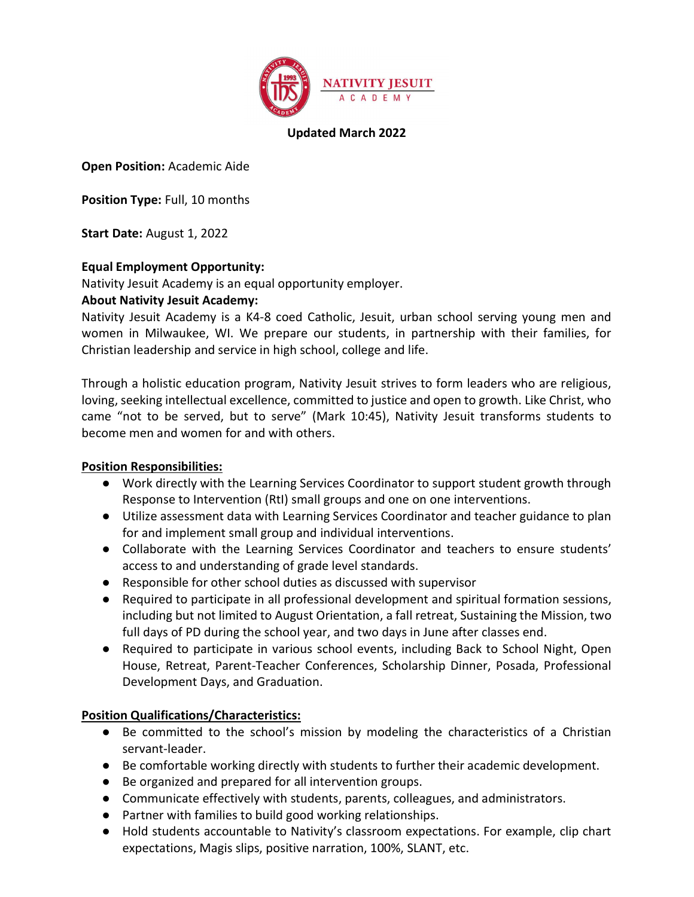NATIVITY JESUIT ACADEMY

**Updated March 2022**

**Open Position:** Academic Aide

**Position Type:** Full, 10 months

**Start Date:** August 1, 2022

**Equal Employment Opportunity:**
Nativity Jesuit Academy is an equal opportunity employer.

**About Nativity Jesuit Academy:**
Nativity Jesuit Academy is a K4-8 coed Catholic, Jesuit, urban school serving young men and women in Milwaukee, WI. We prepare our students, in partnership with their families, for Christian leadership and service in high school, college and life.

Through a holistic education program, Nativity Jesuit strives to form leaders who are religious, loving, seeking intellectual excellence, committed to justice and open to growth. Like Christ, who came "not to be served, but to serve" (Mark 10:45), Nativity Jesuit transforms students to become men and women for and with others.

**Position Responsibilities:**

- Work directly with the Learning Services Coordinator to support student growth through Response to Intervention (RtI) small groups and one on one interventions.
- Utilize assessment data with Learning Services Coordinator and teacher guidance to plan for and implement small group and individual interventions.
- Collaborate with the Learning Services Coordinator and teachers to ensure students' access to and understanding of grade level standards.
- Responsible for other school duties as discussed with supervisor
- Required to participate in all professional development and spiritual formation sessions, including but not limited to August Orientation, a fall retreat, Sustaining the Mission, two full days of PD during the school year, and two days in June after classes end.
- Required to participate in various school events, including Back to School Night, Open House, Retreat, Parent-Teacher Conferences, Scholarship Dinner, Posada, Professional Development Days, and Graduation.

**Position Qualifications/Characteristics:**

- Be committed to the school's mission by modeling the characteristics of a Christian servant-leader.
- Be comfortable working directly with students to further their academic development.
- Be organized and prepared for all intervention groups.
- Communicate effectively with students, parents, colleagues, and administrators.
- Partner with families to build good working relationships.
- Hold students accountable to Nativity's classroom expectations. For example, clip chart expectations, Magis slips, positive narration, 100%, SLANT, etc.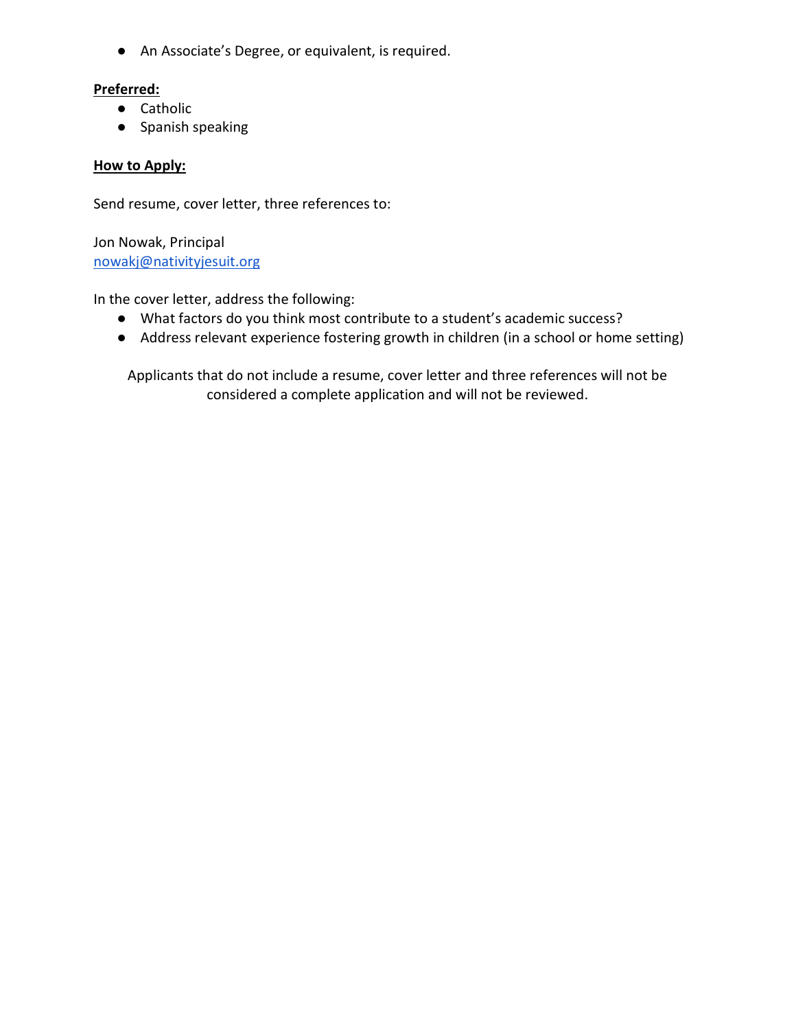- An Associate's Degree, or equivalent, is required.

**Preferred:**

- Catholic
- Spanish speaking

**How to Apply:**

Send resume, cover letter, three references to:

Jon Nowak, Principal
nowakj@nativityjesuit.org

In the cover letter, address the following:

- What factors do you think most contribute to a student's academic success?
- Address relevant experience fostering growth in children (in a school or home setting)

Applicants that do not include a resume, cover letter and three references will not be considered a complete application and will not be reviewed.